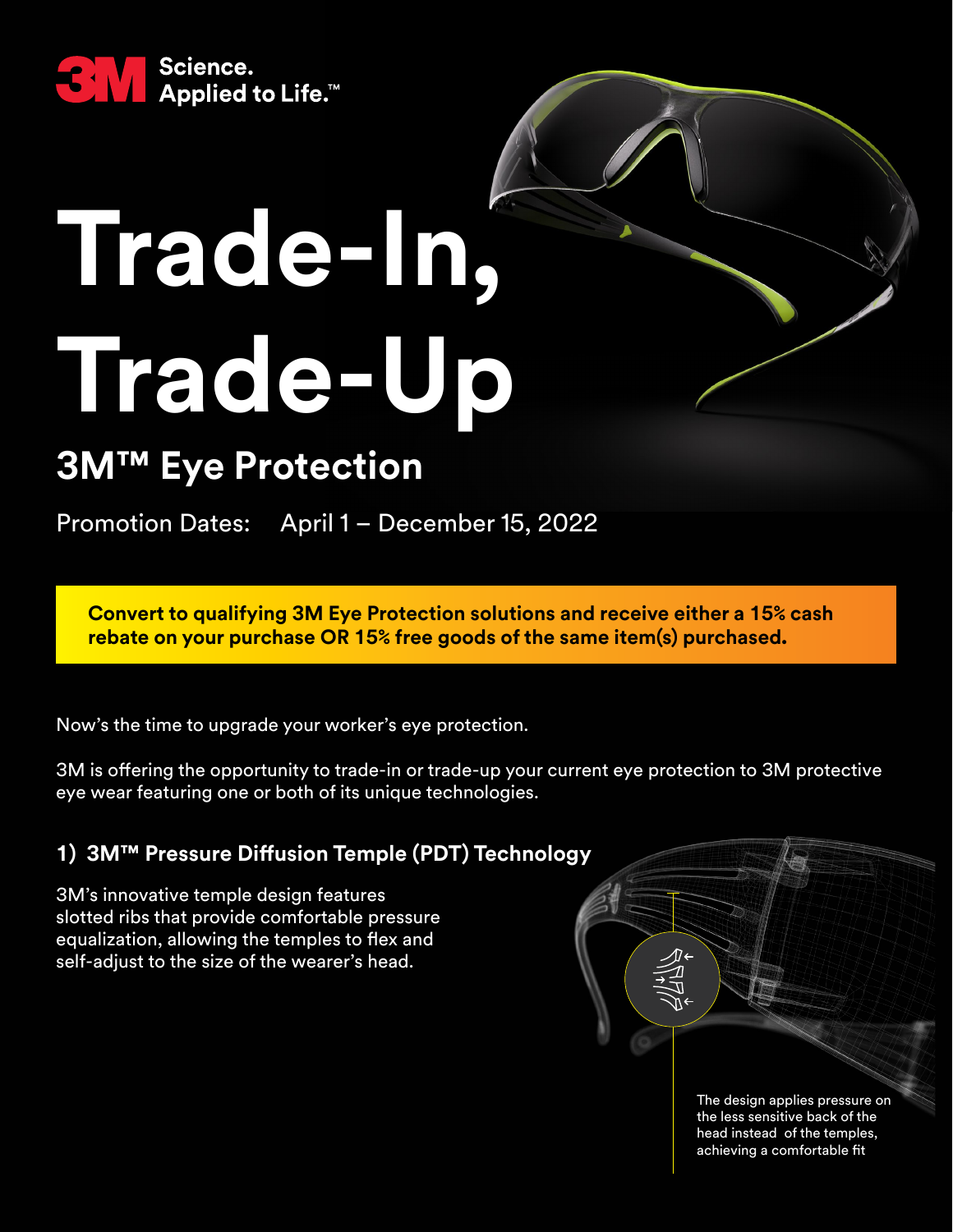3M Science. Applied to Life.™

# Trade-In, Trade-Up

## 3M™ Eye Protection

Promotion Dates: April 1 – December 15, 2022

**Convert to qualifying 3M Eye Protection solutions and receive either a 15% cash rebate on your purchase OR 15% free goods of the same item(s) purchased.**

Now's the time to upgrade your worker's eye protection.

3M is offering the opportunity to trade-in or trade-up your current eye protection to 3M protective eye wear featuring one or both of its unique technologies.

### 1) 3M™ Pressure Diffusion Temple (PDT) Technology

3M's innovative temple design features slotted ribs that provide comfortable pressure equalization, allowing the temples to flex and self-adjust to the size of the wearer's head.

The design applies pressure on the less sensitive back of the head instead of the temples, achieving a comfortable fit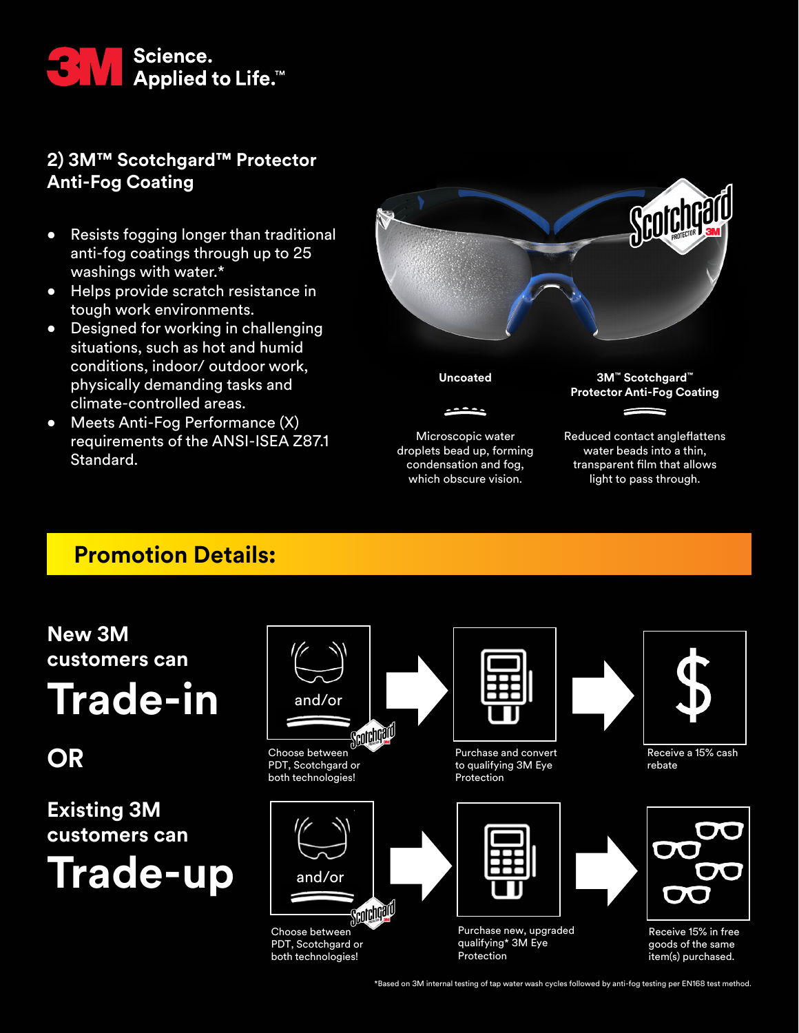## 2) 3M™ Scotchgard™ Protector Anti-Fog Coating

- Resists fogging longer than traditional anti-fog coatings through up to 25 washings with water.*
- Helps provide scratch resistance in tough work environments.
- Designed for working in challenging situations, such as hot and humid conditions, indoor/ outdoor work, physically demanding tasks and climate-controlled areas.
- Meets Anti-Fog Performance (X) requirements of the ANSI-ISEA Z87.1 Standard.

**Uncoated**

Microscopic water droplets bead up, forming condensation and fog, which obscure vision.

**3M™ Scotchgard™ Protector Anti-Fog Coating**

Reduced contact angleflattens water beads into a thin, transparent film that allows light to pass through.

## Promotion Details:

### New 3M customers can Trade-in

Choose between PDT, Scotchgard or both technologies! → Purchase and convert to qualifying 3M Eye Protection → Receive a 15% cash rebate

### OR

### Existing 3M customers can Trade-up

Choose between PDT, Scotchgard or both technologies! → Purchase new, upgraded qualifying* 3M Eye Protection → Receive 15% in free goods of the same item(s) purchased.

*Based on 3M internal testing of tap water wash cycles followed by anti-fog testing per EN168 test method.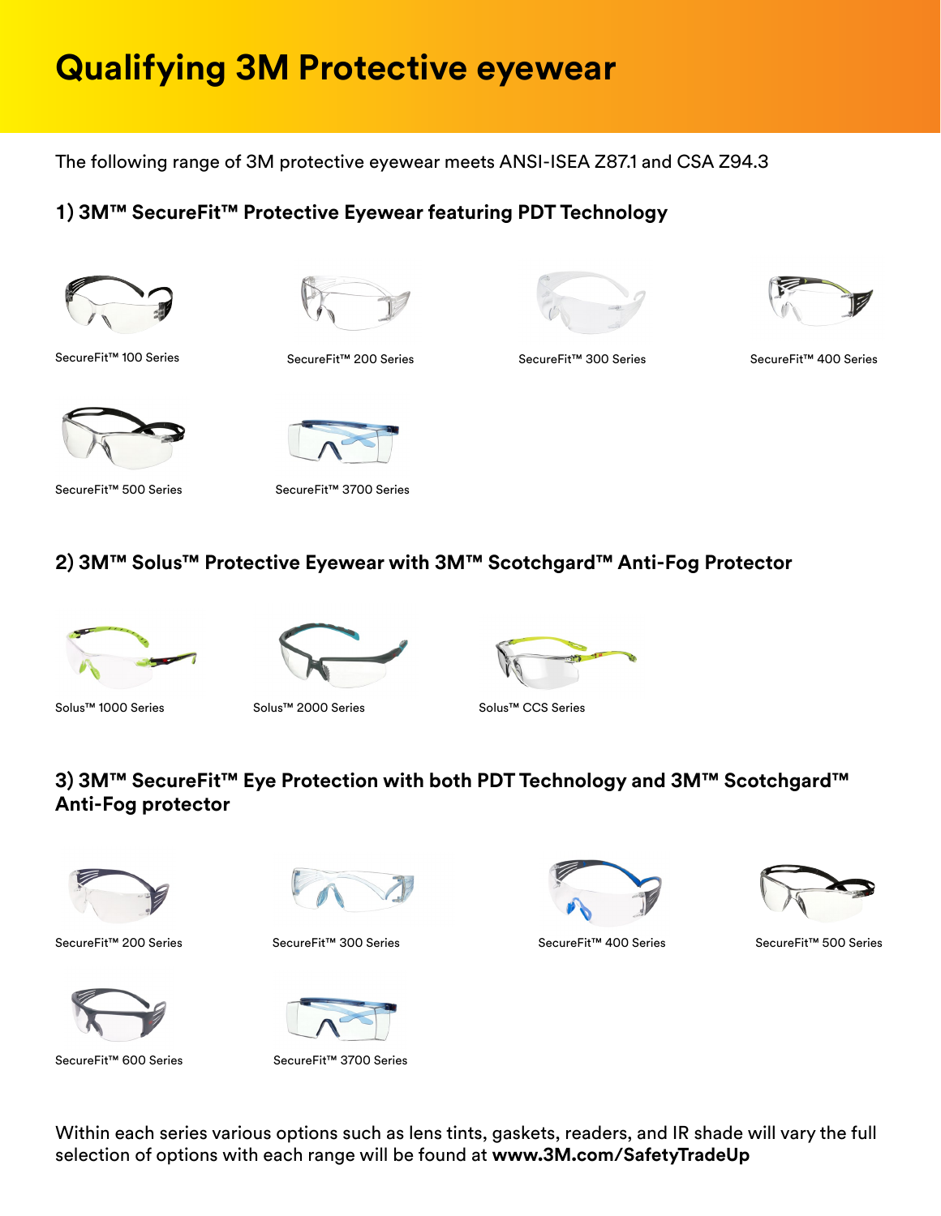# Qualifying 3M Protective eyewear

The following range of 3M protective eyewear meets ANSI-ISEA Z87.1 and CSA Z94.3

## 1) 3M™ SecureFit™ Protective Eyewear featuring PDT Technology

SecureFit™ 100 Series

SecureFit™ 200 Series

SecureFit™ 300 Series

SecureFit™ 400 Series

SecureFit™ 500 Series

SecureFit™ 3700 Series

## 2) 3M™ Solus™ Protective Eyewear with 3M™ Scotchgard™ Anti-Fog Protector

Solus™ 1000 Series

Solus™ 2000 Series

Solus™ CCS Series

## 3) 3M™ SecureFit™ Eye Protection with both PDT Technology and 3M™ Scotchgard™ Anti-Fog protector

SecureFit™ 200 Series

SecureFit™ 300 Series

SecureFit™ 400 Series

SecureFit™ 500 Series

SecureFit™ 600 Series

SecureFit™ 3700 Series

Within each series various options such as lens tints, gaskets, readers, and IR shade will vary the full selection of options with each range will be found at **www.3M.com/SafetyTradeUp**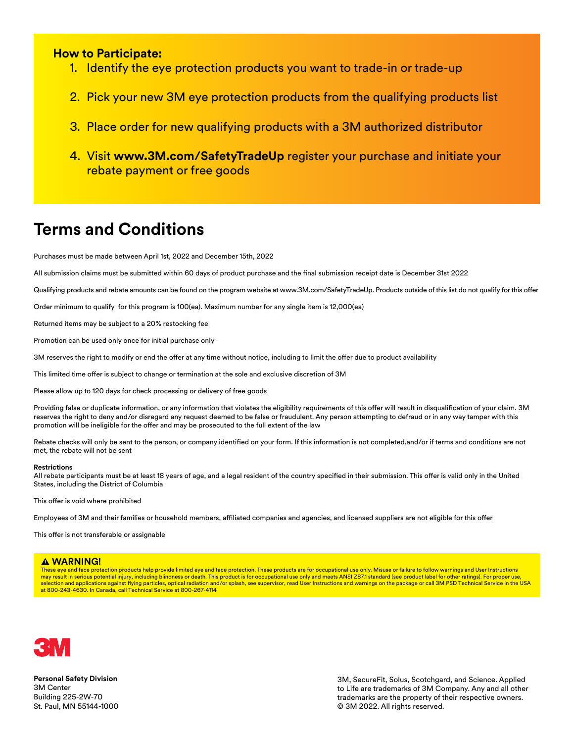**How to Participate:**

1. Identify the eye protection products you want to trade-in or trade-up
2. Pick your new 3M eye protection products from the qualifying products list
3. Place order for new qualifying products with a 3M authorized distributor
4. Visit **www.3M.com/SafetyTradeUp** register your purchase and initiate your rebate payment or free goods

# Terms and Conditions

Purchases must be made between April 1st, 2022 and December 15th, 2022

All submission claims must be submitted within 60 days of product purchase and the final submission receipt date is December 31st 2022

Qualifying products and rebate amounts can be found on the program website at www.3M.com/SafetyTradeUp. Products outside of this list do not qualify for this offer

Order minimum to qualify for this program is 100(ea). Maximum number for any single item is 12,000(ea)

Returned items may be subject to a 20% restocking fee

Promotion can be used only once for initial purchase only

3M reserves the right to modify or end the offer at any time without notice, including to limit the offer due to product availability

This limited time offer is subject to change or termination at the sole and exclusive discretion of 3M

Please allow up to 120 days for check processing or delivery of free goods

Providing false or duplicate information, or any information that violates the eligibility requirements of this offer will result in disqualification of your claim. 3M reserves the right to deny and/or disregard any request deemed to be false or fraudulent. Any person attempting to defraud or in any way tamper with this promotion will be ineligible for the offer and may be prosecuted to the full extent of the law

Rebate checks will only be sent to the person, or company identified on your form. If this information is not completed,and/or if terms and conditions are not met, the rebate will not be sent

**Restrictions**
All rebate participants must be at least 18 years of age, and a legal resident of the country specified in their submission. This offer is valid only in the United States, including the District of Columbia

This offer is void where prohibited

Employees of 3M and their families or household members, affiliated companies and agencies, and licensed suppliers are not eligible for this offer

This offer is not transferable or assignable

**⚠ WARNING!**
These eye and face protection products help provide limited eye and face protection. These products are for occupational use only. Misuse or failure to follow warnings and User Instructions may result in serious potential injury, including blindness or death. This product is for occupational use only and meets ANSI Z87.1 standard (see product label for other ratings). For proper use, selection and applications against flying particles, optical radiation and/or splash, see supervisor, read User Instructions and warnings on the package or call 3M PSD Technical Service in the USA at 800-243-4630. In Canada, call Technical Service at 800-267-4114

3M

**Personal Safety Division**
3M Center
Building 225-2W-70
St. Paul, MN 55144-1000

3M, SecureFit, Solus, Scotchgard, and Science. Applied to Life are trademarks of 3M Company. Any and all other trademarks are the property of their respective owners.
© 3M 2022. All rights reserved.